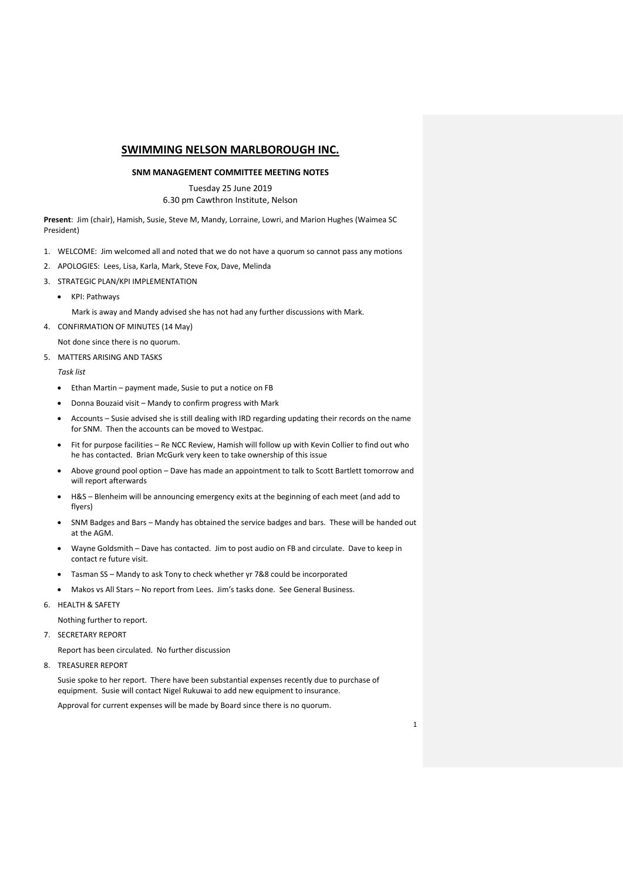# SWIMMING NELSON MARLBOROUGH INC.

## SNM MANAGEMENT COMMITTEE MEETING NOTES

Tuesday 25 June 2019
6.30 pm Cawthron Institute, Nelson

**Present**: Jim (chair), Hamish, Susie, Steve M, Mandy, Lorraine, Lowri, and Marion Hughes (Waimea SC President)

1. WELCOME: Jim welcomed all and noted that we do not have a quorum so cannot pass any motions
2. APOLOGIES: Lees, Lisa, Karla, Mark, Steve Fox, Dave, Melinda
3. STRATEGIC PLAN/KPI IMPLEMENTATION
   - KPI: Pathways

     Mark is away and Mandy advised she has not had any further discussions with Mark.
4. CONFIRMATION OF MINUTES (14 May)

   Not done since there is no quorum.
5. MATTERS ARISING AND TASKS

   *Task list*

   - Ethan Martin – payment made, Susie to put a notice on FB
   - Donna Bouzaid visit – Mandy to confirm progress with Mark
   - Accounts – Susie advised she is still dealing with IRD regarding updating their records on the name for SNM. Then the accounts can be moved to Westpac.
   - Fit for purpose facilities – Re NCC Review, Hamish will follow up with Kevin Collier to find out who he has contacted. Brian McGurk very keen to take ownership of this issue
   - Above ground pool option – Dave has made an appointment to talk to Scott Bartlett tomorrow and will report afterwards
   - H&S – Blenheim will be announcing emergency exits at the beginning of each meet (and add to flyers)
   - SNM Badges and Bars – Mandy has obtained the service badges and bars. These will be handed out at the AGM.
   - Wayne Goldsmith – Dave has contacted. Jim to post audio on FB and circulate. Dave to keep in contact re future visit.
   - Tasman SS – Mandy to ask Tony to check whether yr 7&8 could be incorporated
   - Makos vs All Stars – No report from Lees. Jim's tasks done. See General Business.
6. HEALTH & SAFETY

   Nothing further to report.
7. SECRETARY REPORT

   Report has been circulated. No further discussion
8. TREASURER REPORT

   Susie spoke to her report. There have been substantial expenses recently due to purchase of equipment. Susie will contact Nigel Rukuwai to add new equipment to insurance.

   Approval for current expenses will be made by Board since there is no quorum.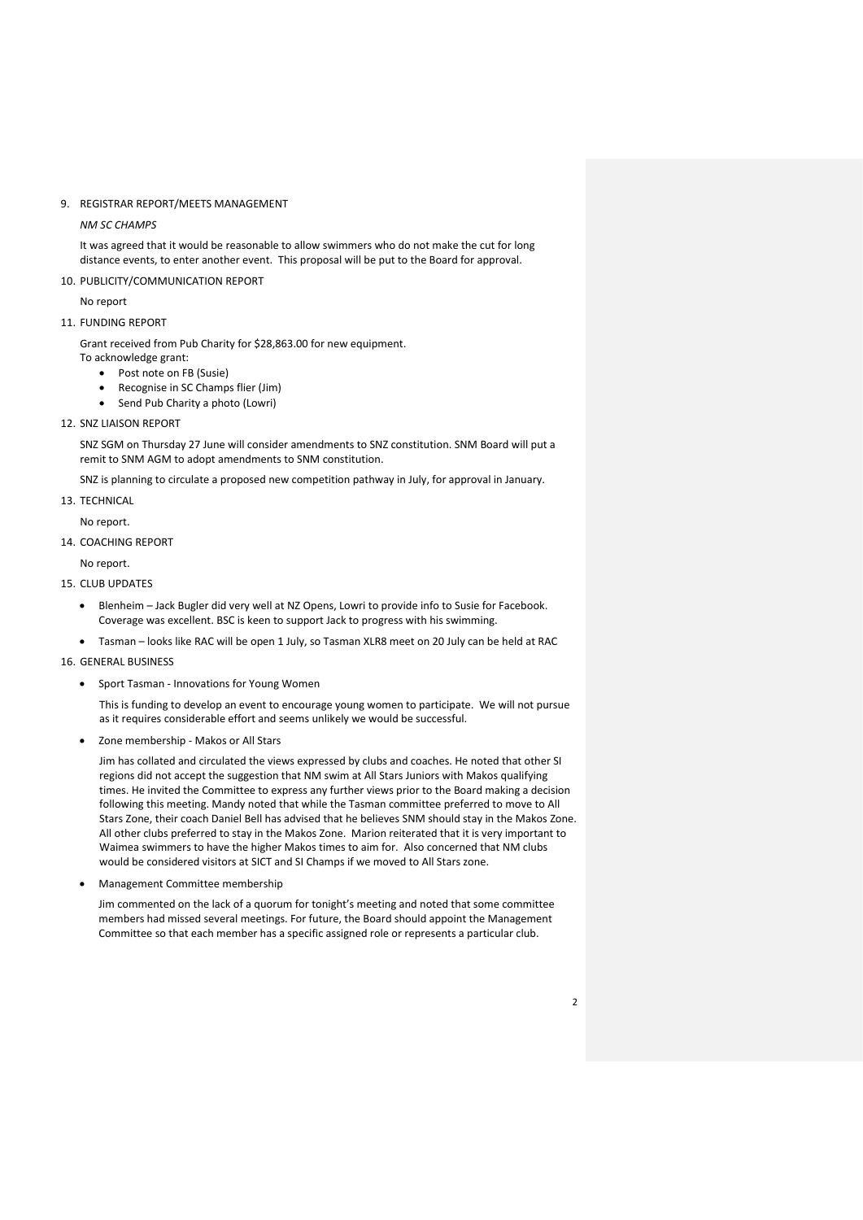9. REGISTRAR REPORT/MEETS MANAGEMENT

   *NM SC CHAMPS*

   It was agreed that it would be reasonable to allow swimmers who do not make the cut for long distance events, to enter another event. This proposal will be put to the Board for approval.

10. PUBLICITY/COMMUNICATION REPORT

    No report

11. FUNDING REPORT

    Grant received from Pub Charity for $28,863.00 for new equipment.
    To acknowledge grant:

    - Post note on FB (Susie)
    - Recognise in SC Champs flier (Jim)
    - Send Pub Charity a photo (Lowri)

12. SNZ LIAISON REPORT

    SNZ SGM on Thursday 27 June will consider amendments to SNZ constitution. SNM Board will put a remit to SNM AGM to adopt amendments to SNM constitution.

    SNZ is planning to circulate a proposed new competition pathway in July, for approval in January.

13. TECHNICAL

    No report.

14. COACHING REPORT

    No report.

15. CLUB UPDATES

    - Blenheim – Jack Bugler did very well at NZ Opens, Lowri to provide info to Susie for Facebook. Coverage was excellent. BSC is keen to support Jack to progress with his swimming.
    - Tasman – looks like RAC will be open 1 July, so Tasman XLR8 meet on 20 July can be held at RAC

16. GENERAL BUSINESS

    - Sport Tasman - Innovations for Young Women

      This is funding to develop an event to encourage young women to participate. We will not pursue as it requires considerable effort and seems unlikely we would be successful.

    - Zone membership - Makos or All Stars

      Jim has collated and circulated the views expressed by clubs and coaches. He noted that other SI regions did not accept the suggestion that NM swim at All Stars Juniors with Makos qualifying times. He invited the Committee to express any further views prior to the Board making a decision following this meeting. Mandy noted that while the Tasman committee preferred to move to All Stars Zone, their coach Daniel Bell has advised that he believes SNM should stay in the Makos Zone. All other clubs preferred to stay in the Makos Zone. Marion reiterated that it is very important to Waimea swimmers to have the higher Makos times to aim for. Also concerned that NM clubs would be considered visitors at SICT and SI Champs if we moved to All Stars zone.

    - Management Committee membership

      Jim commented on the lack of a quorum for tonight's meeting and noted that some committee members had missed several meetings. For future, the Board should appoint the Management Committee so that each member has a specific assigned role or represents a particular club.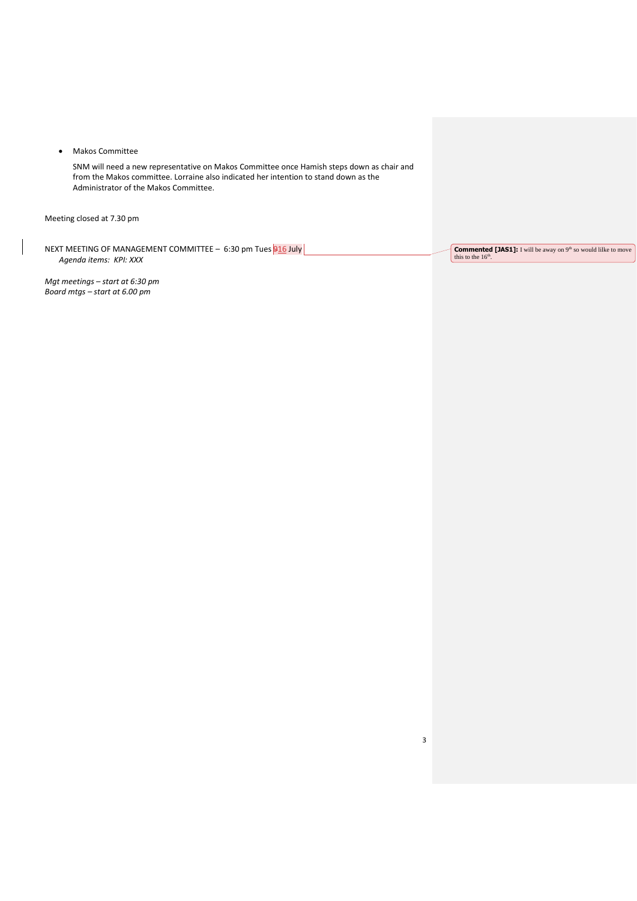- Makos Committee

  SNM will need a new representative on Makos Committee once Hamish steps down as chair and from the Makos committee. Lorraine also indicated her intention to stand down as the Administrator of the Makos Committee.

Meeting closed at 7.30 pm

NEXT MEETING OF MANAGEMENT COMMITTEE – 6:30 pm Tues 916 July
*Agenda items: KPI: XXX*

*Mgt meetings – start at 6:30 pm*
*Board mtgs – start at 6.00 pm*

**Commented [JAS1]:** I will be away on 9th so would lilke to move this to the 16th.